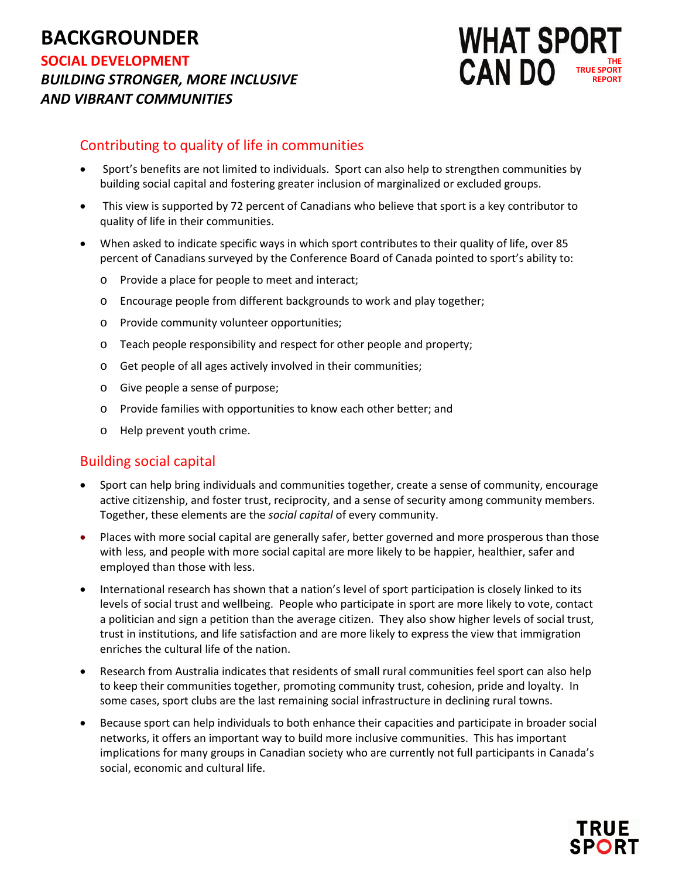# BACKGROUNDER

## SOCIAL DEVELOPMENT

### *BUILDING STRONGER, MORE INCLUSIVE AND VIBRANT COMMUNITIES*

WHAT SPORT CAN DO
THE TRUE SPORT REPORT

## Contributing to quality of life in communities

- Sport's benefits are not limited to individuals. Sport can also help to strengthen communities by building social capital and fostering greater inclusion of marginalized or excluded groups.
- This view is supported by 72 percent of Canadians who believe that sport is a key contributor to quality of life in their communities.
- When asked to indicate specific ways in which sport contributes to their quality of life, over 85 percent of Canadians surveyed by the Conference Board of Canada pointed to sport's ability to:
  - Provide a place for people to meet and interact;
  - Encourage people from different backgrounds to work and play together;
  - Provide community volunteer opportunities;
  - Teach people responsibility and respect for other people and property;
  - Get people of all ages actively involved in their communities;
  - Give people a sense of purpose;
  - Provide families with opportunities to know each other better; and
  - Help prevent youth crime.

## Building social capital

- Sport can help bring individuals and communities together, create a sense of community, encourage active citizenship, and foster trust, reciprocity, and a sense of security among community members. Together, these elements are the *social capital* of every community.
- Places with more social capital are generally safer, better governed and more prosperous than those with less, and people with more social capital are more likely to be happier, healthier, safer and employed than those with less.
- International research has shown that a nation's level of sport participation is closely linked to its levels of social trust and wellbeing. People who participate in sport are more likely to vote, contact a politician and sign a petition than the average citizen. They also show higher levels of social trust, trust in institutions, and life satisfaction and are more likely to express the view that immigration enriches the cultural life of the nation.
- Research from Australia indicates that residents of small rural communities feel sport can also help to keep their communities together, promoting community trust, cohesion, pride and loyalty. In some cases, sport clubs are the last remaining social infrastructure in declining rural towns.
- Because sport can help individuals to both enhance their capacities and participate in broader social networks, it offers an important way to build more inclusive communities. This has important implications for many groups in Canadian society who are currently not full participants in Canada's social, economic and cultural life.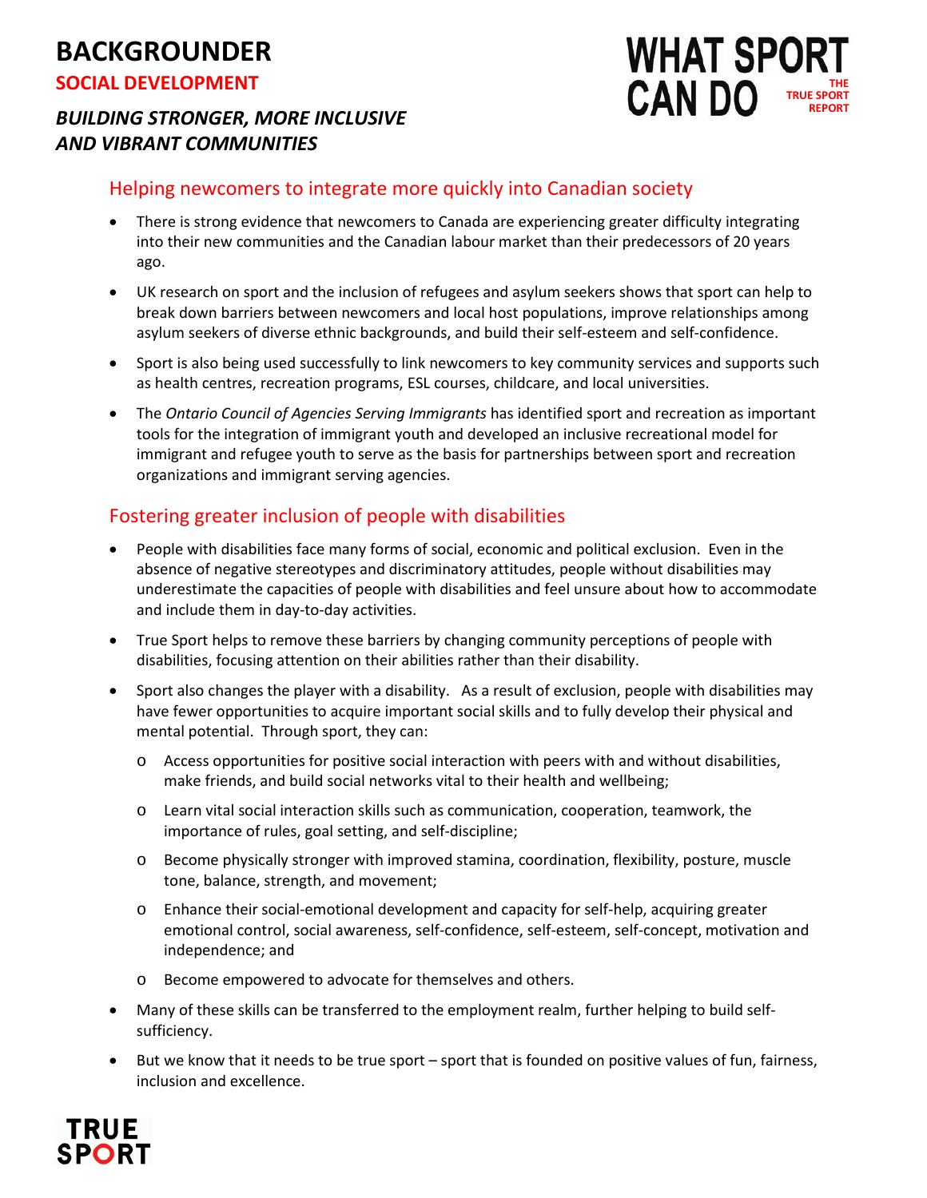# BACKGROUNDER

**SOCIAL DEVELOPMENT**

***BUILDING STRONGER, MORE INCLUSIVE AND VIBRANT COMMUNITIES***

**WHAT SPORT CAN DO** THE TRUE SPORT REPORT

## Helping newcomers to integrate more quickly into Canadian society

- There is strong evidence that newcomers to Canada are experiencing greater difficulty integrating into their new communities and the Canadian labour market than their predecessors of 20 years ago.
- UK research on sport and the inclusion of refugees and asylum seekers shows that sport can help to break down barriers between newcomers and local host populations, improve relationships among asylum seekers of diverse ethnic backgrounds, and build their self-esteem and self-confidence.
- Sport is also being used successfully to link newcomers to key community services and supports such as health centres, recreation programs, ESL courses, childcare, and local universities.
- The *Ontario Council of Agencies Serving Immigrants* has identified sport and recreation as important tools for the integration of immigrant youth and developed an inclusive recreational model for immigrant and refugee youth to serve as the basis for partnerships between sport and recreation organizations and immigrant serving agencies.

## Fostering greater inclusion of people with disabilities

- People with disabilities face many forms of social, economic and political exclusion. Even in the absence of negative stereotypes and discriminatory attitudes, people without disabilities may underestimate the capacities of people with disabilities and feel unsure about how to accommodate and include them in day-to-day activities.
- True Sport helps to remove these barriers by changing community perceptions of people with disabilities, focusing attention on their abilities rather than their disability.
- Sport also changes the player with a disability. As a result of exclusion, people with disabilities may have fewer opportunities to acquire important social skills and to fully develop their physical and mental potential. Through sport, they can:
  - Access opportunities for positive social interaction with peers with and without disabilities, make friends, and build social networks vital to their health and wellbeing;
  - Learn vital social interaction skills such as communication, cooperation, teamwork, the importance of rules, goal setting, and self-discipline;
  - Become physically stronger with improved stamina, coordination, flexibility, posture, muscle tone, balance, strength, and movement;
  - Enhance their social-emotional development and capacity for self-help, acquiring greater emotional control, social awareness, self-confidence, self-esteem, self-concept, motivation and independence; and
  - Become empowered to advocate for themselves and others.
- Many of these skills can be transferred to the employment realm, further helping to build self-sufficiency.
- But we know that it needs to be true sport – sport that is founded on positive values of fun, fairness, inclusion and excellence.

TRUE SPORT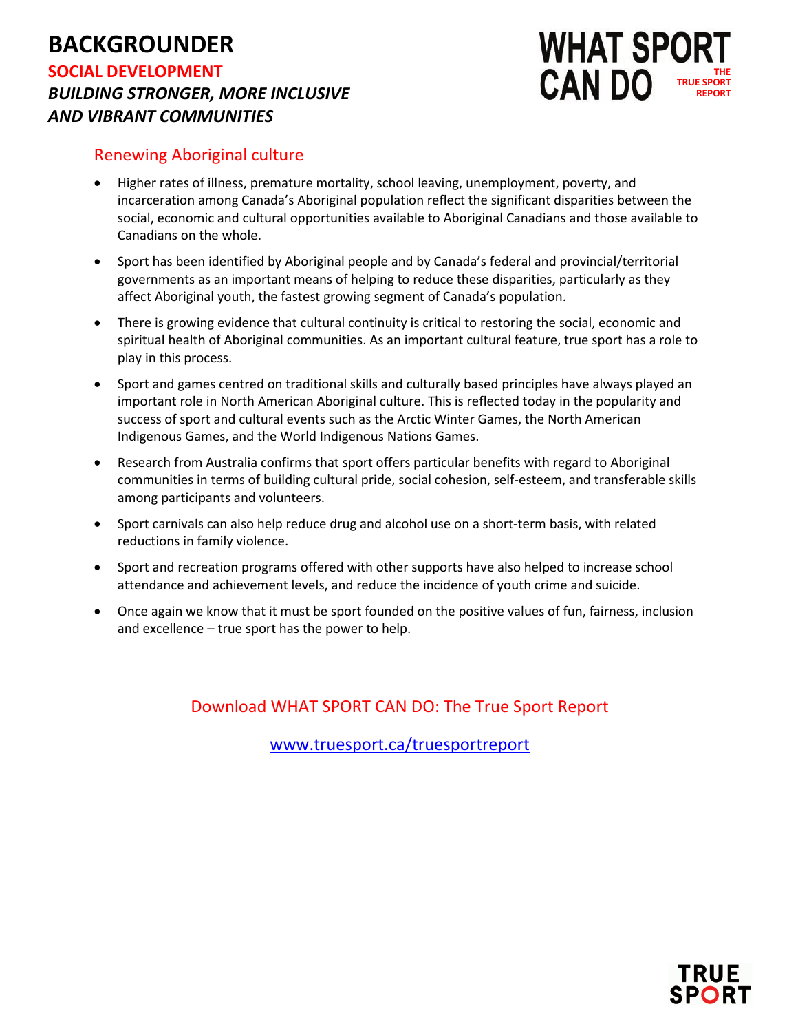# BACKGROUNDER

## SOCIAL DEVELOPMENT

### *BUILDING STRONGER, MORE INCLUSIVE AND VIBRANT COMMUNITIES*

WHAT SPORT CAN DO — THE TRUE SPORT REPORT

## Renewing Aboriginal culture

- Higher rates of illness, premature mortality, school leaving, unemployment, poverty, and incarceration among Canada's Aboriginal population reflect the significant disparities between the social, economic and cultural opportunities available to Aboriginal Canadians and those available to Canadians on the whole.
- Sport has been identified by Aboriginal people and by Canada's federal and provincial/territorial governments as an important means of helping to reduce these disparities, particularly as they affect Aboriginal youth, the fastest growing segment of Canada's population.
- There is growing evidence that cultural continuity is critical to restoring the social, economic and spiritual health of Aboriginal communities. As an important cultural feature, true sport has a role to play in this process.
- Sport and games centred on traditional skills and culturally based principles have always played an important role in North American Aboriginal culture. This is reflected today in the popularity and success of sport and cultural events such as the Arctic Winter Games, the North American Indigenous Games, and the World Indigenous Nations Games.
- Research from Australia confirms that sport offers particular benefits with regard to Aboriginal communities in terms of building cultural pride, social cohesion, self-esteem, and transferable skills among participants and volunteers.
- Sport carnivals can also help reduce drug and alcohol use on a short-term basis, with related reductions in family violence.
- Sport and recreation programs offered with other supports have also helped to increase school attendance and achievement levels, and reduce the incidence of youth crime and suicide.
- Once again we know that it must be sport founded on the positive values of fun, fairness, inclusion and excellence – true sport has the power to help.

Download WHAT SPORT CAN DO: The True Sport Report

www.truesport.ca/truesportreport

TRUE SPORT